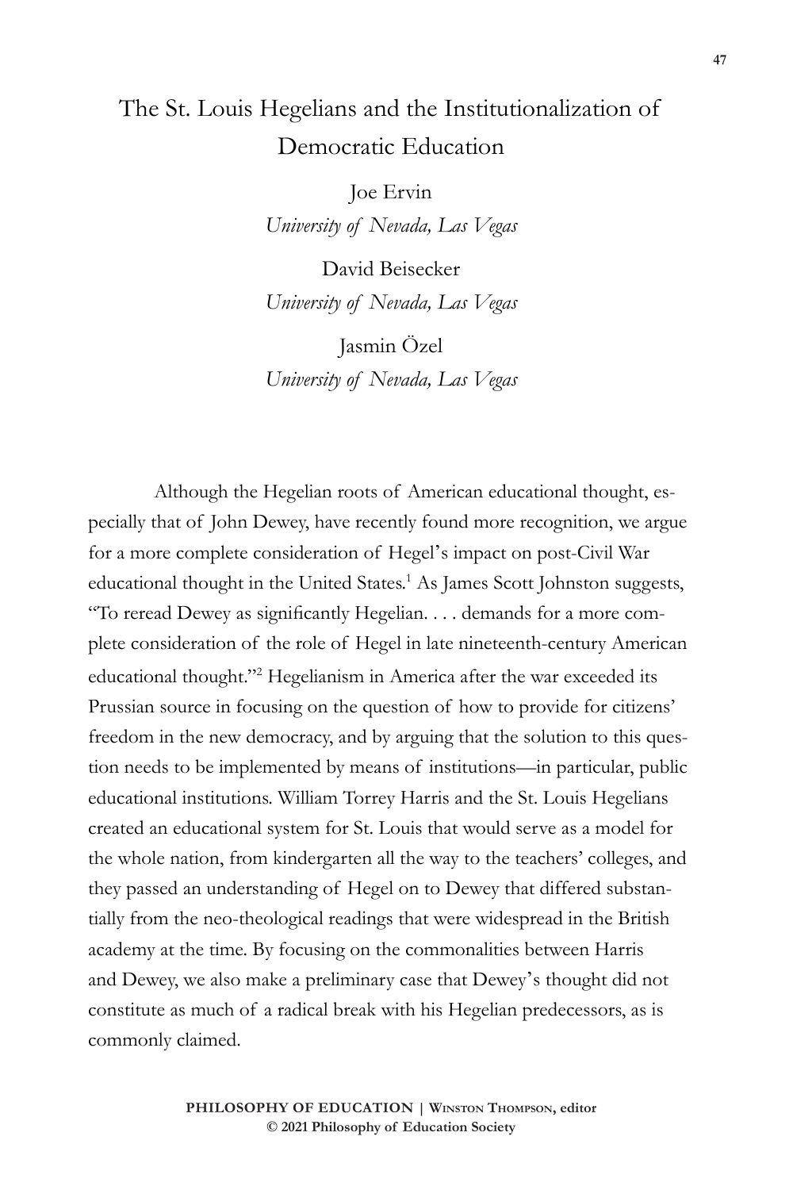# The St. Louis Hegelians and the Institutionalization of Democratic Education

Joe Ervin
*University of Nevada, Las Vegas*

David Beisecker
*University of Nevada, Las Vegas*

Jasmin Özel
*University of Nevada, Las Vegas*

Although the Hegelian roots of American educational thought, especially that of John Dewey, have recently found more recognition, we argue for a more complete consideration of Hegel's impact on post-Civil War educational thought in the United States.[1] As James Scott Johnston suggests, "To reread Dewey as significantly Hegelian. . . . demands for a more complete consideration of the role of Hegel in late nineteenth-century American educational thought."[2] Hegelianism in America after the war exceeded its Prussian source in focusing on the question of how to provide for citizens' freedom in the new democracy, and by arguing that the solution to this question needs to be implemented by means of institutions—in particular, public educational institutions. William Torrey Harris and the St. Louis Hegelians created an educational system for St. Louis that would serve as a model for the whole nation, from kindergarten all the way to the teachers' colleges, and they passed an understanding of Hegel on to Dewey that differed substantially from the neo-theological readings that were widespread in the British academy at the time. By focusing on the commonalities between Harris and Dewey, we also make a preliminary case that Dewey's thought did not constitute as much of a radical break with his Hegelian predecessors, as is commonly claimed.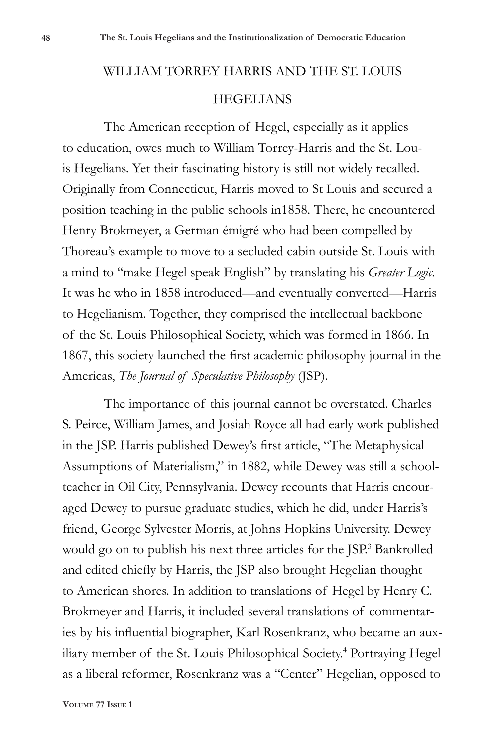## WILLIAM TORREY HARRIS AND THE ST. LOUIS HEGELIANS

The American reception of Hegel, especially as it applies to education, owes much to William Torrey-Harris and the St. Louis Hegelians. Yet their fascinating history is still not widely recalled. Originally from Connecticut, Harris moved to St Louis and secured a position teaching in the public schools in1858. There, he encountered Henry Brokmeyer, a German émigré who had been compelled by Thoreau's example to move to a secluded cabin outside St. Louis with a mind to "make Hegel speak English" by translating his *Greater Logic*. It was he who in 1858 introduced—and eventually converted—Harris to Hegelianism. Together, they comprised the intellectual backbone of the St. Louis Philosophical Society, which was formed in 1866. In 1867, this society launched the first academic philosophy journal in the Americas, *The Journal of Speculative Philosophy* (JSP).

The importance of this journal cannot be overstated. Charles S. Peirce, William James, and Josiah Royce all had early work published in the JSP. Harris published Dewey's first article, "The Metaphysical Assumptions of Materialism," in 1882, while Dewey was still a schoolteacher in Oil City, Pennsylvania. Dewey recounts that Harris encouraged Dewey to pursue graduate studies, which he did, under Harris's friend, George Sylvester Morris, at Johns Hopkins University. Dewey would go on to publish his next three articles for the JSP.[3] Bankrolled and edited chiefly by Harris, the JSP also brought Hegelian thought to American shores. In addition to translations of Hegel by Henry C. Brokmeyer and Harris, it included several translations of commentaries by his influential biographer, Karl Rosenkranz, who became an auxiliary member of the St. Louis Philosophical Society.[4] Portraying Hegel as a liberal reformer, Rosenkranz was a "Center" Hegelian, opposed to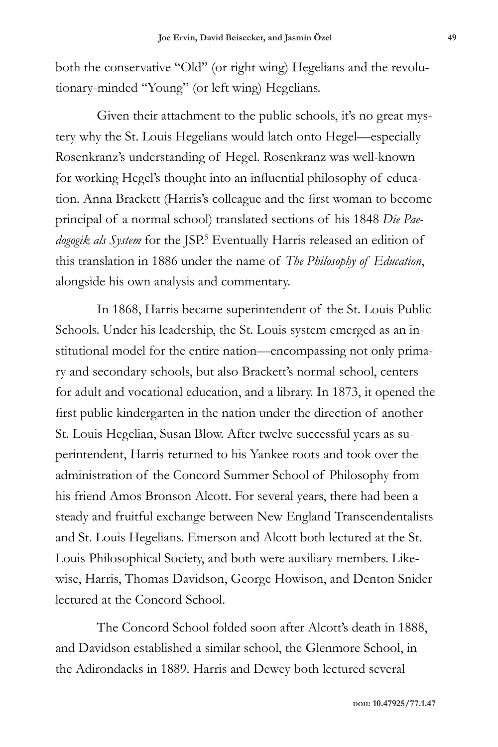both the conservative "Old" (or right wing) Hegelians and the revolutionary-minded "Young" (or left wing) Hegelians.

Given their attachment to the public schools, it's no great mystery why the St. Louis Hegelians would latch onto Hegel—especially Rosenkranz's understanding of Hegel. Rosenkranz was well-known for working Hegel's thought into an influential philosophy of education. Anna Brackett (Harris's colleague and the first woman to become principal of a normal school) translated sections of his 1848 *Die Paedogogik als System* for the JSP.[5] Eventually Harris released an edition of this translation in 1886 under the name of *The Philosophy of Education*, alongside his own analysis and commentary.

In 1868, Harris became superintendent of the St. Louis Public Schools. Under his leadership, the St. Louis system emerged as an institutional model for the entire nation—encompassing not only primary and secondary schools, but also Brackett's normal school, centers for adult and vocational education, and a library. In 1873, it opened the first public kindergarten in the nation under the direction of another St. Louis Hegelian, Susan Blow. After twelve successful years as superintendent, Harris returned to his Yankee roots and took over the administration of the Concord Summer School of Philosophy from his friend Amos Bronson Alcott. For several years, there had been a steady and fruitful exchange between New England Transcendentalists and St. Louis Hegelians. Emerson and Alcott both lectured at the St. Louis Philosophical Society, and both were auxiliary members. Likewise, Harris, Thomas Davidson, George Howison, and Denton Snider lectured at the Concord School.

The Concord School folded soon after Alcott's death in 1888, and Davidson established a similar school, the Glenmore School, in the Adirondacks in 1889. Harris and Dewey both lectured several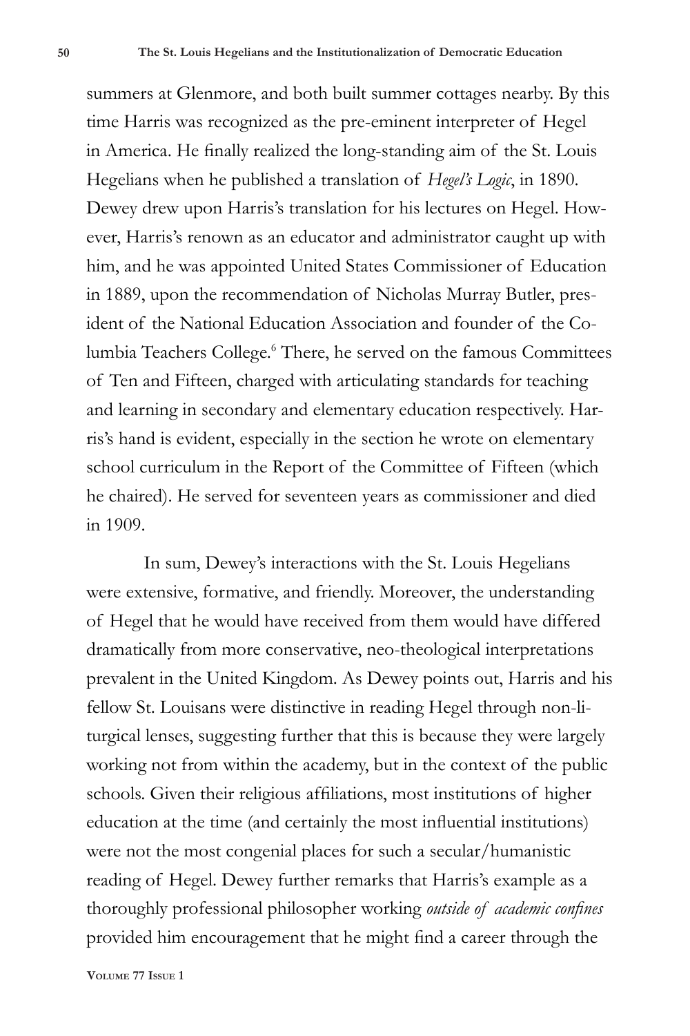summers at Glenmore, and both built summer cottages nearby. By this time Harris was recognized as the pre-eminent interpreter of Hegel in America. He finally realized the long-standing aim of the St. Louis Hegelians when he published a translation of *Hegel's Logic*, in 1890. Dewey drew upon Harris's translation for his lectures on Hegel. However, Harris's renown as an educator and administrator caught up with him, and he was appointed United States Commissioner of Education in 1889, upon the recommendation of Nicholas Murray Butler, president of the National Education Association and founder of the Columbia Teachers College.[6] There, he served on the famous Committees of Ten and Fifteen, charged with articulating standards for teaching and learning in secondary and elementary education respectively. Harris's hand is evident, especially in the section he wrote on elementary school curriculum in the Report of the Committee of Fifteen (which he chaired). He served for seventeen years as commissioner and died in 1909.

In sum, Dewey's interactions with the St. Louis Hegelians were extensive, formative, and friendly. Moreover, the understanding of Hegel that he would have received from them would have differed dramatically from more conservative, neo-theological interpretations prevalent in the United Kingdom. As Dewey points out, Harris and his fellow St. Louisans were distinctive in reading Hegel through non-liturgical lenses, suggesting further that this is because they were largely working not from within the academy, but in the context of the public schools. Given their religious affiliations, most institutions of higher education at the time (and certainly the most influential institutions) were not the most congenial places for such a secular/humanistic reading of Hegel. Dewey further remarks that Harris's example as a thoroughly professional philosopher working *outside of academic confines* provided him encouragement that he might find a career through the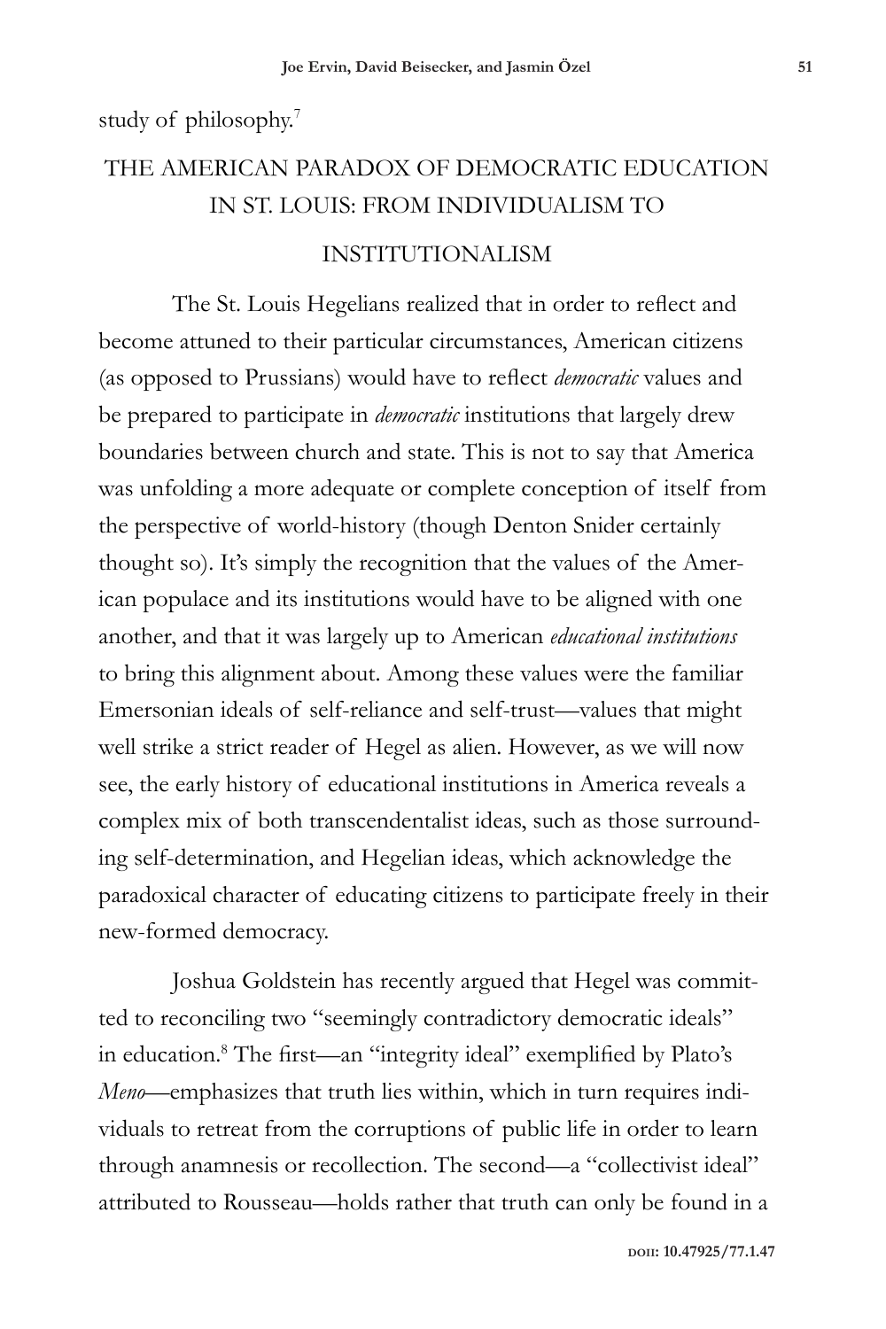study of philosophy.[7]

## THE AMERICAN PARADOX OF DEMOCRATIC EDUCATION IN ST. LOUIS: FROM INDIVIDUALISM TO INSTITUTIONALISM

The St. Louis Hegelians realized that in order to reflect and become attuned to their particular circumstances, American citizens (as opposed to Prussians) would have to reflect *democratic* values and be prepared to participate in *democratic* institutions that largely drew boundaries between church and state. This is not to say that America was unfolding a more adequate or complete conception of itself from the perspective of world-history (though Denton Snider certainly thought so). It's simply the recognition that the values of the American populace and its institutions would have to be aligned with one another, and that it was largely up to American *educational institutions* to bring this alignment about. Among these values were the familiar Emersonian ideals of self-reliance and self-trust—values that might well strike a strict reader of Hegel as alien. However, as we will now see, the early history of educational institutions in America reveals a complex mix of both transcendentalist ideas, such as those surrounding self-determination, and Hegelian ideas, which acknowledge the paradoxical character of educating citizens to participate freely in their new-formed democracy.

Joshua Goldstein has recently argued that Hegel was committed to reconciling two "seemingly contradictory democratic ideals" in education.[8] The first—an "integrity ideal" exemplified by Plato's *Meno*—emphasizes that truth lies within, which in turn requires individuals to retreat from the corruptions of public life in order to learn through anamnesis or recollection. The second—a "collectivist ideal" attributed to Rousseau—holds rather that truth can only be found in a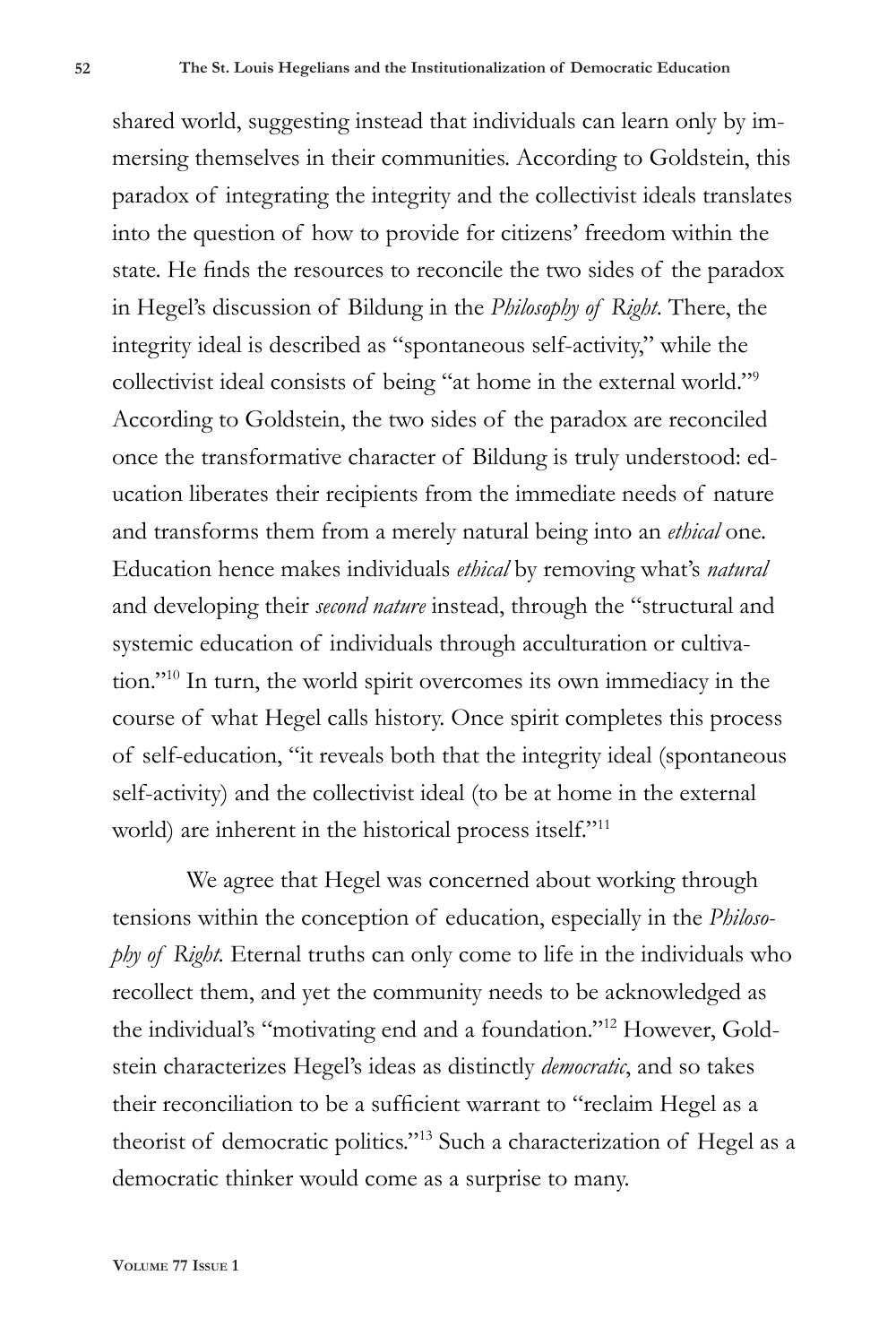shared world, suggesting instead that individuals can learn only by immersing themselves in their communities. According to Goldstein, this paradox of integrating the integrity and the collectivist ideals translates into the question of how to provide for citizens' freedom within the state. He finds the resources to reconcile the two sides of the paradox in Hegel's discussion of Bildung in the *Philosophy of Right*. There, the integrity ideal is described as "spontaneous self-activity," while the collectivist ideal consists of being "at home in the external world."[9] According to Goldstein, the two sides of the paradox are reconciled once the transformative character of Bildung is truly understood: education liberates their recipients from the immediate needs of nature and transforms them from a merely natural being into an *ethical* one. Education hence makes individuals *ethical* by removing what's *natural* and developing their *second nature* instead, through the "structural and systemic education of individuals through acculturation or cultivation."[10] In turn, the world spirit overcomes its own immediacy in the course of what Hegel calls history. Once spirit completes this process of self-education, "it reveals both that the integrity ideal (spontaneous self-activity) and the collectivist ideal (to be at home in the external world) are inherent in the historical process itself."[11]

We agree that Hegel was concerned about working through tensions within the conception of education, especially in the *Philosophy of Right*. Eternal truths can only come to life in the individuals who recollect them, and yet the community needs to be acknowledged as the individual's "motivating end and a foundation."[12] However, Goldstein characterizes Hegel's ideas as distinctly *democratic*, and so takes their reconciliation to be a sufficient warrant to "reclaim Hegel as a theorist of democratic politics."[13] Such a characterization of Hegel as a democratic thinker would come as a surprise to many.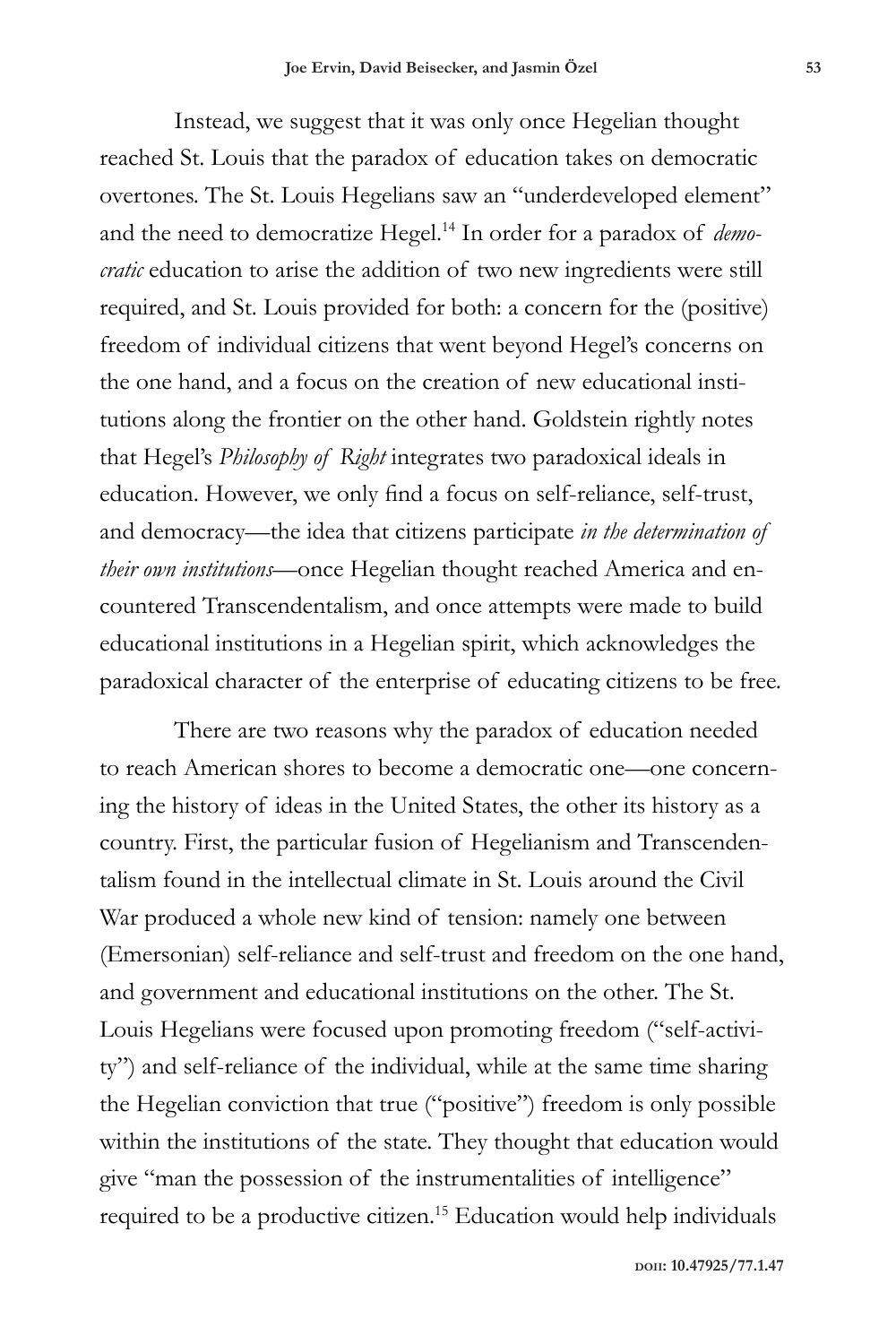Instead, we suggest that it was only once Hegelian thought reached St. Louis that the paradox of education takes on democratic overtones. The St. Louis Hegelians saw an "underdeveloped element" and the need to democratize Hegel.[14] In order for a paradox of *democratic* education to arise the addition of two new ingredients were still required, and St. Louis provided for both: a concern for the (positive) freedom of individual citizens that went beyond Hegel's concerns on the one hand, and a focus on the creation of new educational institutions along the frontier on the other hand. Goldstein rightly notes that Hegel's *Philosophy of Right* integrates two paradoxical ideals in education. However, we only find a focus on self-reliance, self-trust, and democracy—the idea that citizens participate *in the determination of their own institutions*—once Hegelian thought reached America and encountered Transcendentalism, and once attempts were made to build educational institutions in a Hegelian spirit, which acknowledges the paradoxical character of the enterprise of educating citizens to be free.

There are two reasons why the paradox of education needed to reach American shores to become a democratic one—one concerning the history of ideas in the United States, the other its history as a country. First, the particular fusion of Hegelianism and Transcendentalism found in the intellectual climate in St. Louis around the Civil War produced a whole new kind of tension: namely one between (Emersonian) self-reliance and self-trust and freedom on the one hand, and government and educational institutions on the other. The St. Louis Hegelians were focused upon promoting freedom ("self-activity") and self-reliance of the individual, while at the same time sharing the Hegelian conviction that true ("positive") freedom is only possible within the institutions of the state. They thought that education would give "man the possession of the instrumentalities of intelligence" required to be a productive citizen.[15] Education would help individuals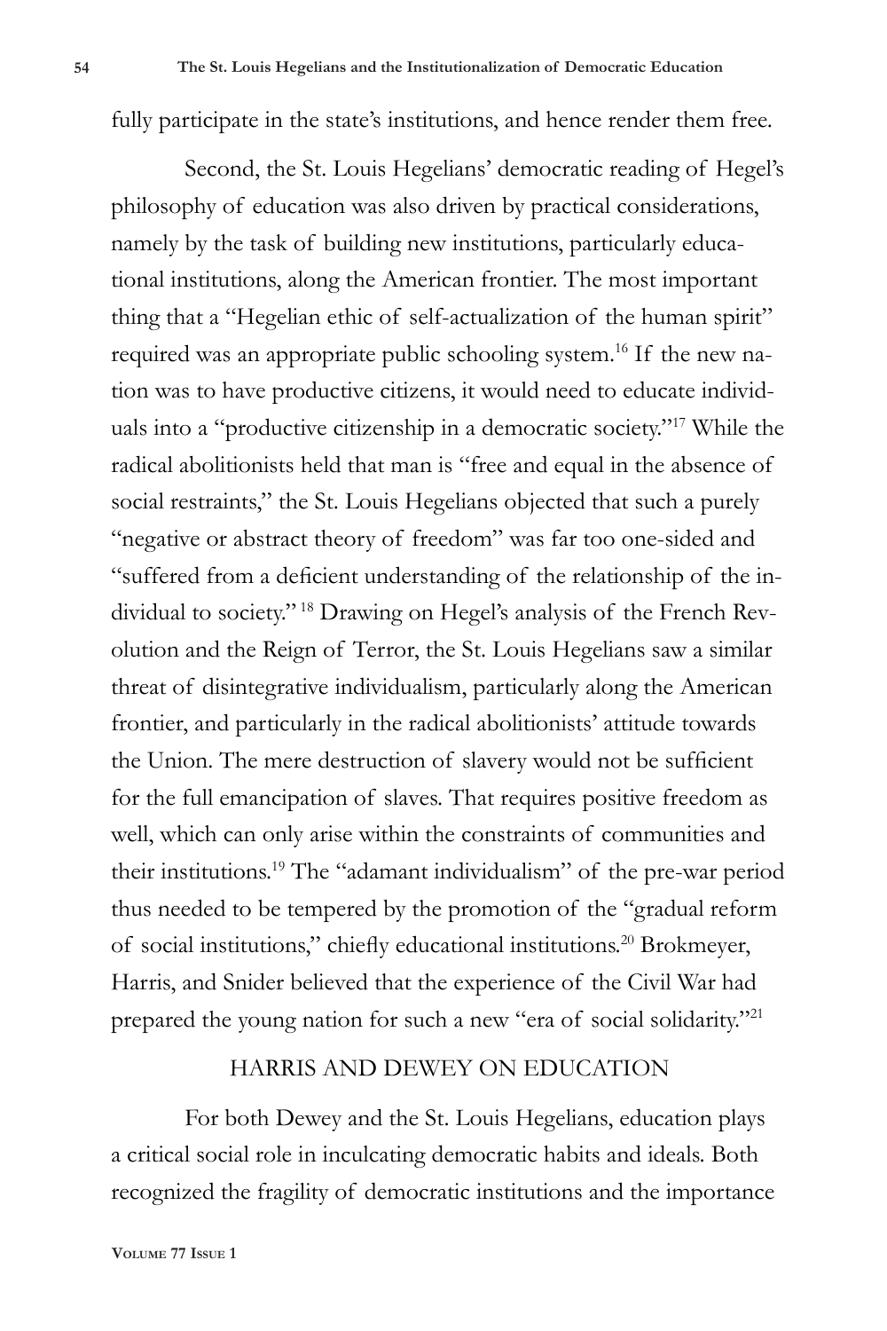fully participate in the state's institutions, and hence render them free.

Second, the St. Louis Hegelians' democratic reading of Hegel's philosophy of education was also driven by practical considerations, namely by the task of building new institutions, particularly educational institutions, along the American frontier. The most important thing that a "Hegelian ethic of self-actualization of the human spirit" required was an appropriate public schooling system.[16] If the new nation was to have productive citizens, it would need to educate individuals into a "productive citizenship in a democratic society."[17] While the radical abolitionists held that man is "free and equal in the absence of social restraints," the St. Louis Hegelians objected that such a purely "negative or abstract theory of freedom" was far too one-sided and "suffered from a deficient understanding of the relationship of the individual to society."[18] Drawing on Hegel's analysis of the French Revolution and the Reign of Terror, the St. Louis Hegelians saw a similar threat of disintegrative individualism, particularly along the American frontier, and particularly in the radical abolitionists' attitude towards the Union. The mere destruction of slavery would not be sufficient for the full emancipation of slaves. That requires positive freedom as well, which can only arise within the constraints of communities and their institutions.[19] The "adamant individualism" of the pre-war period thus needed to be tempered by the promotion of the "gradual reform of social institutions," chiefly educational institutions.[20] Brokmeyer, Harris, and Snider believed that the experience of the Civil War had prepared the young nation for such a new "era of social solidarity."[21]

## HARRIS AND DEWEY ON EDUCATION

For both Dewey and the St. Louis Hegelians, education plays a critical social role in inculcating democratic habits and ideals. Both recognized the fragility of democratic institutions and the importance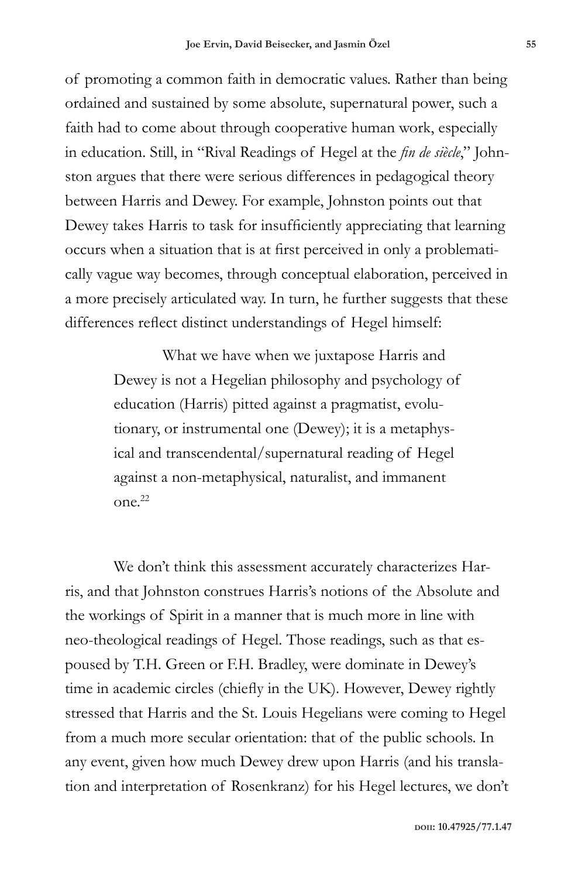of promoting a common faith in democratic values. Rather than being ordained and sustained by some absolute, supernatural power, such a faith had to come about through cooperative human work, especially in education. Still, in "Rival Readings of Hegel at the *fin de siècle*," Johnston argues that there were serious differences in pedagogical theory between Harris and Dewey. For example, Johnston points out that Dewey takes Harris to task for insufficiently appreciating that learning occurs when a situation that is at first perceived in only a problematically vague way becomes, through conceptual elaboration, perceived in a more precisely articulated way. In turn, he further suggests that these differences reflect distinct understandings of Hegel himself:

> What we have when we juxtapose Harris and Dewey is not a Hegelian philosophy and psychology of education (Harris) pitted against a pragmatist, evolutionary, or instrumental one (Dewey); it is a metaphysical and transcendental/supernatural reading of Hegel against a non-metaphysical, naturalist, and immanent one.[22]

We don't think this assessment accurately characterizes Harris, and that Johnston construes Harris's notions of the Absolute and the workings of Spirit in a manner that is much more in line with neo-theological readings of Hegel. Those readings, such as that espoused by T.H. Green or F.H. Bradley, were dominate in Dewey's time in academic circles (chiefly in the UK). However, Dewey rightly stressed that Harris and the St. Louis Hegelians were coming to Hegel from a much more secular orientation: that of the public schools. In any event, given how much Dewey drew upon Harris (and his translation and interpretation of Rosenkranz) for his Hegel lectures, we don't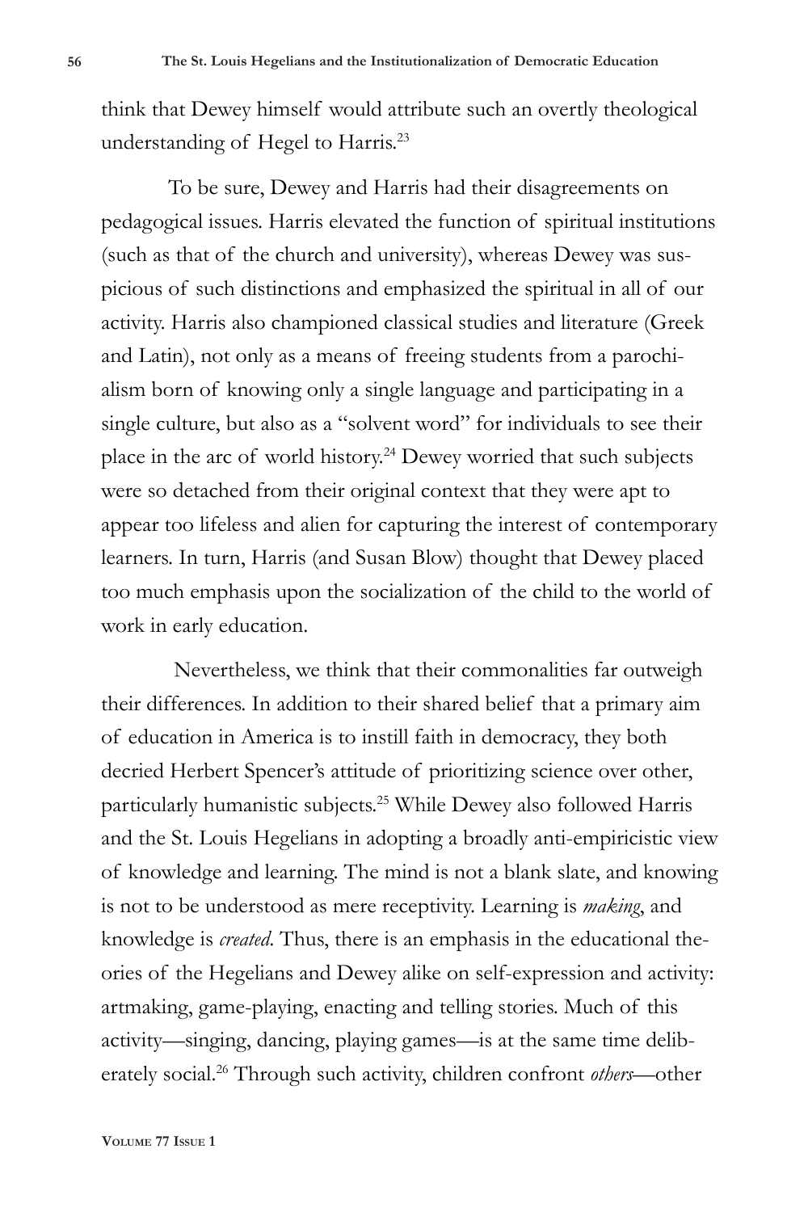think that Dewey himself would attribute such an overtly theological understanding of Hegel to Harris.[23]

To be sure, Dewey and Harris had their disagreements on pedagogical issues. Harris elevated the function of spiritual institutions (such as that of the church and university), whereas Dewey was suspicious of such distinctions and emphasized the spiritual in all of our activity. Harris also championed classical studies and literature (Greek and Latin), not only as a means of freeing students from a parochialism born of knowing only a single language and participating in a single culture, but also as a "solvent word" for individuals to see their place in the arc of world history.[24] Dewey worried that such subjects were so detached from their original context that they were apt to appear too lifeless and alien for capturing the interest of contemporary learners. In turn, Harris (and Susan Blow) thought that Dewey placed too much emphasis upon the socialization of the child to the world of work in early education.

Nevertheless, we think that their commonalities far outweigh their differences. In addition to their shared belief that a primary aim of education in America is to instill faith in democracy, they both decried Herbert Spencer's attitude of prioritizing science over other, particularly humanistic subjects.[25] While Dewey also followed Harris and the St. Louis Hegelians in adopting a broadly anti-empiricistic view of knowledge and learning. The mind is not a blank slate, and knowing is not to be understood as mere receptivity. Learning is *making*, and knowledge is *created*. Thus, there is an emphasis in the educational theories of the Hegelians and Dewey alike on self-expression and activity: artmaking, game-playing, enacting and telling stories. Much of this activity—singing, dancing, playing games—is at the same time deliberately social.[26] Through such activity, children confront *others*—other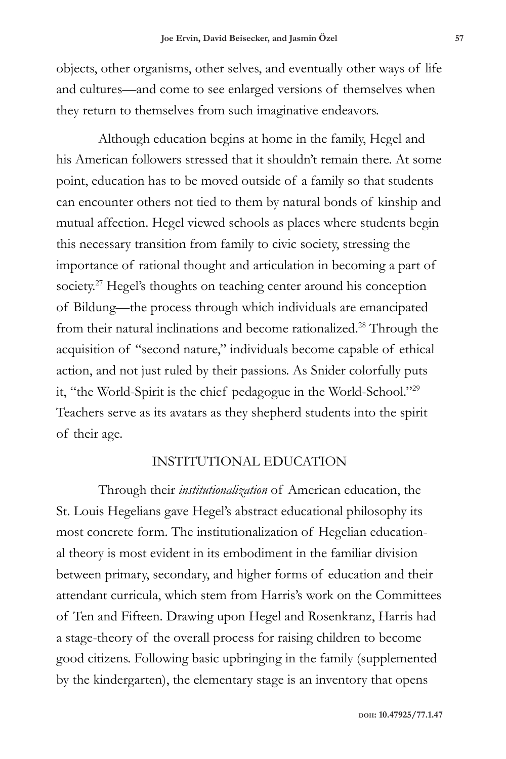objects, other organisms, other selves, and eventually other ways of life and cultures—and come to see enlarged versions of themselves when they return to themselves from such imaginative endeavors.

Although education begins at home in the family, Hegel and his American followers stressed that it shouldn't remain there. At some point, education has to be moved outside of a family so that students can encounter others not tied to them by natural bonds of kinship and mutual affection. Hegel viewed schools as places where students begin this necessary transition from family to civic society, stressing the importance of rational thought and articulation in becoming a part of society.[27] Hegel's thoughts on teaching center around his conception of Bildung—the process through which individuals are emancipated from their natural inclinations and become rationalized.[28] Through the acquisition of "second nature," individuals become capable of ethical action, and not just ruled by their passions. As Snider colorfully puts it, "the World-Spirit is the chief pedagogue in the World-School."[29] Teachers serve as its avatars as they shepherd students into the spirit of their age.

## INSTITUTIONAL EDUCATION

Through their *institutionalization* of American education, the St. Louis Hegelians gave Hegel's abstract educational philosophy its most concrete form. The institutionalization of Hegelian educational theory is most evident in its embodiment in the familiar division between primary, secondary, and higher forms of education and their attendant curricula, which stem from Harris's work on the Committees of Ten and Fifteen. Drawing upon Hegel and Rosenkranz, Harris had a stage-theory of the overall process for raising children to become good citizens. Following basic upbringing in the family (supplemented by the kindergarten), the elementary stage is an inventory that opens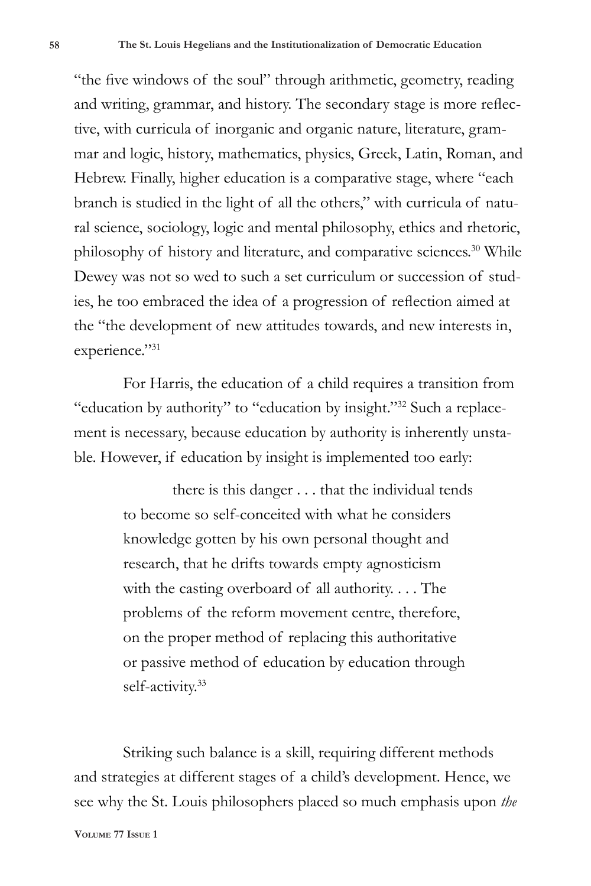"the five windows of the soul" through arithmetic, geometry, reading and writing, grammar, and history. The secondary stage is more reflective, with curricula of inorganic and organic nature, literature, grammar and logic, history, mathematics, physics, Greek, Latin, Roman, and Hebrew. Finally, higher education is a comparative stage, where "each branch is studied in the light of all the others," with curricula of natural science, sociology, logic and mental philosophy, ethics and rhetoric, philosophy of history and literature, and comparative sciences.[30] While Dewey was not so wed to such a set curriculum or succession of studies, he too embraced the idea of a progression of reflection aimed at the "the development of new attitudes towards, and new interests in, experience."[31]

For Harris, the education of a child requires a transition from "education by authority" to "education by insight."[32] Such a replacement is necessary, because education by authority is inherently unstable. However, if education by insight is implemented too early:

> there is this danger . . . that the individual tends to become so self-conceited with what he considers knowledge gotten by his own personal thought and research, that he drifts towards empty agnosticism with the casting overboard of all authority. . . . The problems of the reform movement centre, therefore, on the proper method of replacing this authoritative or passive method of education by education through self-activity.[33]

Striking such balance is a skill, requiring different methods and strategies at different stages of a child's development. Hence, we see why the St. Louis philosophers placed so much emphasis upon *the*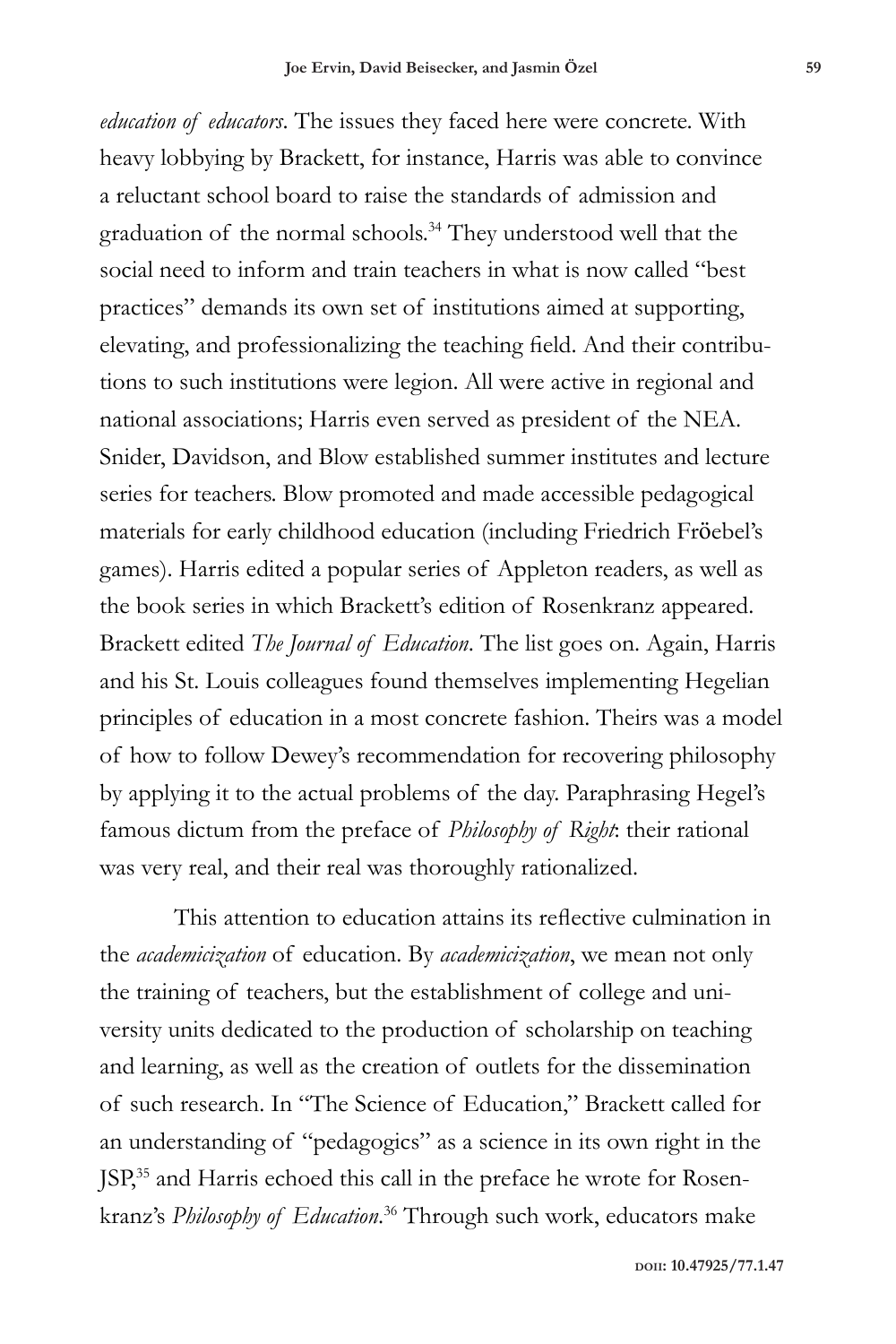*education of educators*. The issues they faced here were concrete. With heavy lobbying by Brackett, for instance, Harris was able to convince a reluctant school board to raise the standards of admission and graduation of the normal schools.[34] They understood well that the social need to inform and train teachers in what is now called "best practices" demands its own set of institutions aimed at supporting, elevating, and professionalizing the teaching field. And their contributions to such institutions were legion. All were active in regional and national associations; Harris even served as president of the NEA. Snider, Davidson, and Blow established summer institutes and lecture series for teachers. Blow promoted and made accessible pedagogical materials for early childhood education (including Friedrich Fröebel's games). Harris edited a popular series of Appleton readers, as well as the book series in which Brackett's edition of Rosenkranz appeared. Brackett edited *The Journal of Education*. The list goes on. Again, Harris and his St. Louis colleagues found themselves implementing Hegelian principles of education in a most concrete fashion. Theirs was a model of how to follow Dewey's recommendation for recovering philosophy by applying it to the actual problems of the day. Paraphrasing Hegel's famous dictum from the preface of *Philosophy of Right*: their rational was very real, and their real was thoroughly rationalized.

This attention to education attains its reflective culmination in the *academicization* of education. By *academicization*, we mean not only the training of teachers, but the establishment of college and university units dedicated to the production of scholarship on teaching and learning, as well as the creation of outlets for the dissemination of such research. In "The Science of Education," Brackett called for an understanding of "pedagogics" as a science in its own right in the JSP,[35] and Harris echoed this call in the preface he wrote for Rosenkranz's *Philosophy of Education*.[36] Through such work, educators make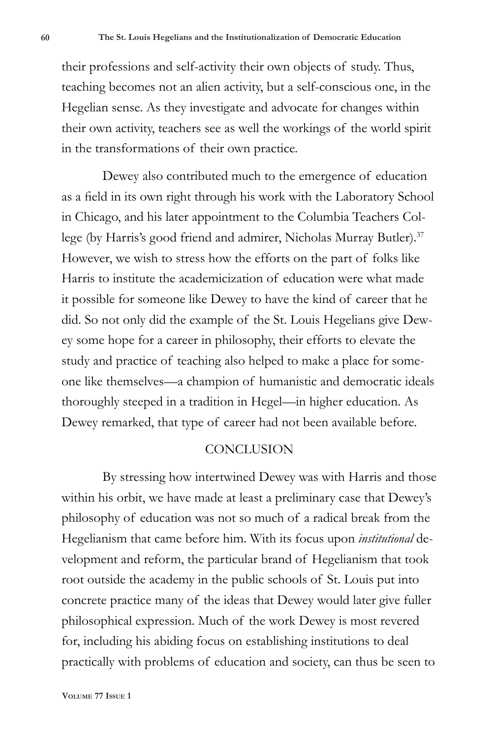their professions and self-activity their own objects of study. Thus, teaching becomes not an alien activity, but a self-conscious one, in the Hegelian sense. As they investigate and advocate for changes within their own activity, teachers see as well the workings of the world spirit in the transformations of their own practice.

Dewey also contributed much to the emergence of education as a field in its own right through his work with the Laboratory School in Chicago, and his later appointment to the Columbia Teachers College (by Harris's good friend and admirer, Nicholas Murray Butler).[37] However, we wish to stress how the efforts on the part of folks like Harris to institute the academicization of education were what made it possible for someone like Dewey to have the kind of career that he did. So not only did the example of the St. Louis Hegelians give Dewey some hope for a career in philosophy, their efforts to elevate the study and practice of teaching also helped to make a place for someone like themselves—a champion of humanistic and democratic ideals thoroughly steeped in a tradition in Hegel—in higher education. As Dewey remarked, that type of career had not been available before.

## CONCLUSION

By stressing how intertwined Dewey was with Harris and those within his orbit, we have made at least a preliminary case that Dewey's philosophy of education was not so much of a radical break from the Hegelianism that came before him. With its focus upon *institutional* development and reform, the particular brand of Hegelianism that took root outside the academy in the public schools of St. Louis put into concrete practice many of the ideas that Dewey would later give fuller philosophical expression. Much of the work Dewey is most revered for, including his abiding focus on establishing institutions to deal practically with problems of education and society, can thus be seen to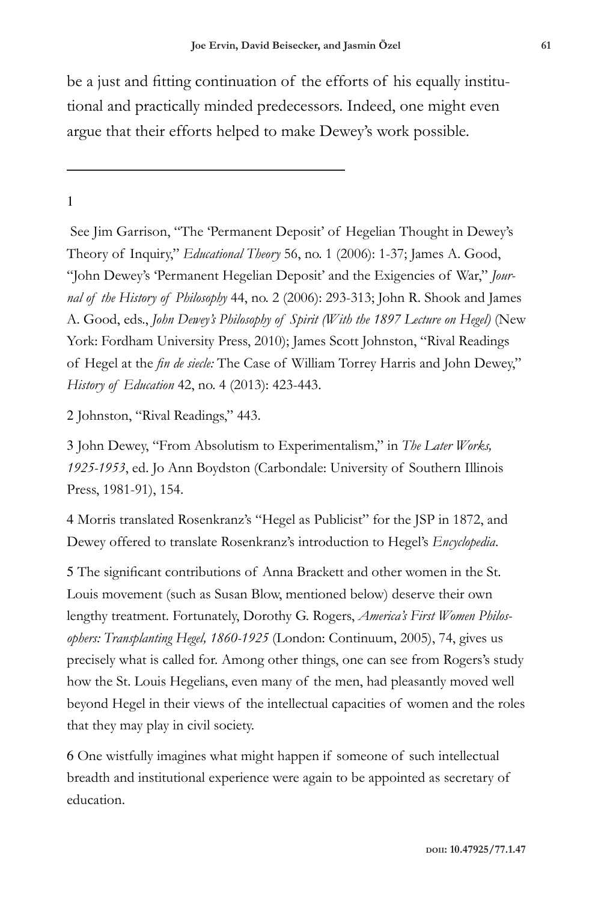be a just and fitting continuation of the efforts of his equally institutional and practically minded predecessors. Indeed, one might even argue that their efforts helped to make Dewey's work possible.

---

1

See Jim Garrison, "The 'Permanent Deposit' of Hegelian Thought in Dewey's Theory of Inquiry," *Educational Theory* 56, no. 1 (2006): 1-37; James A. Good, "John Dewey's 'Permanent Hegelian Deposit' and the Exigencies of War," *Journal of the History of Philosophy* 44, no. 2 (2006): 293-313; John R. Shook and James A. Good, eds., *John Dewey's Philosophy of Spirit (With the 1897 Lecture on Hegel)* (New York: Fordham University Press, 2010); James Scott Johnston, "Rival Readings of Hegel at the *fin de siecle:* The Case of William Torrey Harris and John Dewey," *History of Education* 42, no. 4 (2013): 423-443.

2 Johnston, "Rival Readings," 443.

3 John Dewey, "From Absolutism to Experimentalism," in *The Later Works, 1925-1953*, ed. Jo Ann Boydston (Carbondale: University of Southern Illinois Press, 1981-91), 154.

4 Morris translated Rosenkranz's "Hegel as Publicist" for the JSP in 1872, and Dewey offered to translate Rosenkranz's introduction to Hegel's *Encyclopedia*.

5 The significant contributions of Anna Brackett and other women in the St. Louis movement (such as Susan Blow, mentioned below) deserve their own lengthy treatment. Fortunately, Dorothy G. Rogers, *America's First Women Philosophers: Transplanting Hegel, 1860-1925* (London: Continuum, 2005), 74, gives us precisely what is called for. Among other things, one can see from Rogers's study how the St. Louis Hegelians, even many of the men, had pleasantly moved well beyond Hegel in their views of the intellectual capacities of women and the roles that they may play in civil society.

6 One wistfully imagines what might happen if someone of such intellectual breadth and institutional experience were again to be appointed as secretary of education.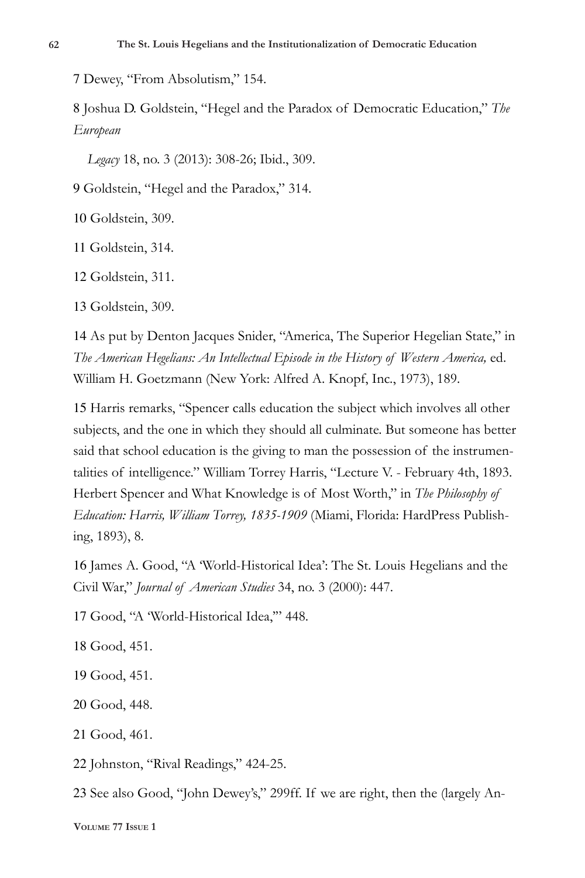7 Dewey, "From Absolutism," 154.

8 Joshua D. Goldstein, "Hegel and the Paradox of Democratic Education," *The European Legacy* 18, no. 3 (2013): 308-26; Ibid., 309.

9 Goldstein, "Hegel and the Paradox," 314.

10 Goldstein, 309.

11 Goldstein, 314.

12 Goldstein, 311.

13 Goldstein, 309.

14 As put by Denton Jacques Snider, "America, The Superior Hegelian State," in *The American Hegelians: An Intellectual Episode in the History of Western America,* ed. William H. Goetzmann (New York: Alfred A. Knopf, Inc., 1973), 189.

15 Harris remarks, "Spencer calls education the subject which involves all other subjects, and the one in which they should all culminate. But someone has better said that school education is the giving to man the possession of the instrumentalities of intelligence." William Torrey Harris, "Lecture V. - February 4th, 1893. Herbert Spencer and What Knowledge is of Most Worth," in *The Philosophy of Education: Harris, William Torrey, 1835-1909* (Miami, Florida: HardPress Publishing, 1893), 8.

16 James A. Good, "A 'World-Historical Idea': The St. Louis Hegelians and the Civil War," *Journal of American Studies* 34, no. 3 (2000): 447.

17 Good, "A 'World-Historical Idea,'" 448.

18 Good, 451.

19 Good, 451.

20 Good, 448.

21 Good, 461.

22 Johnston, "Rival Readings," 424-25.

23 See also Good, "John Dewey's," 299ff. If we are right, then the (largely An-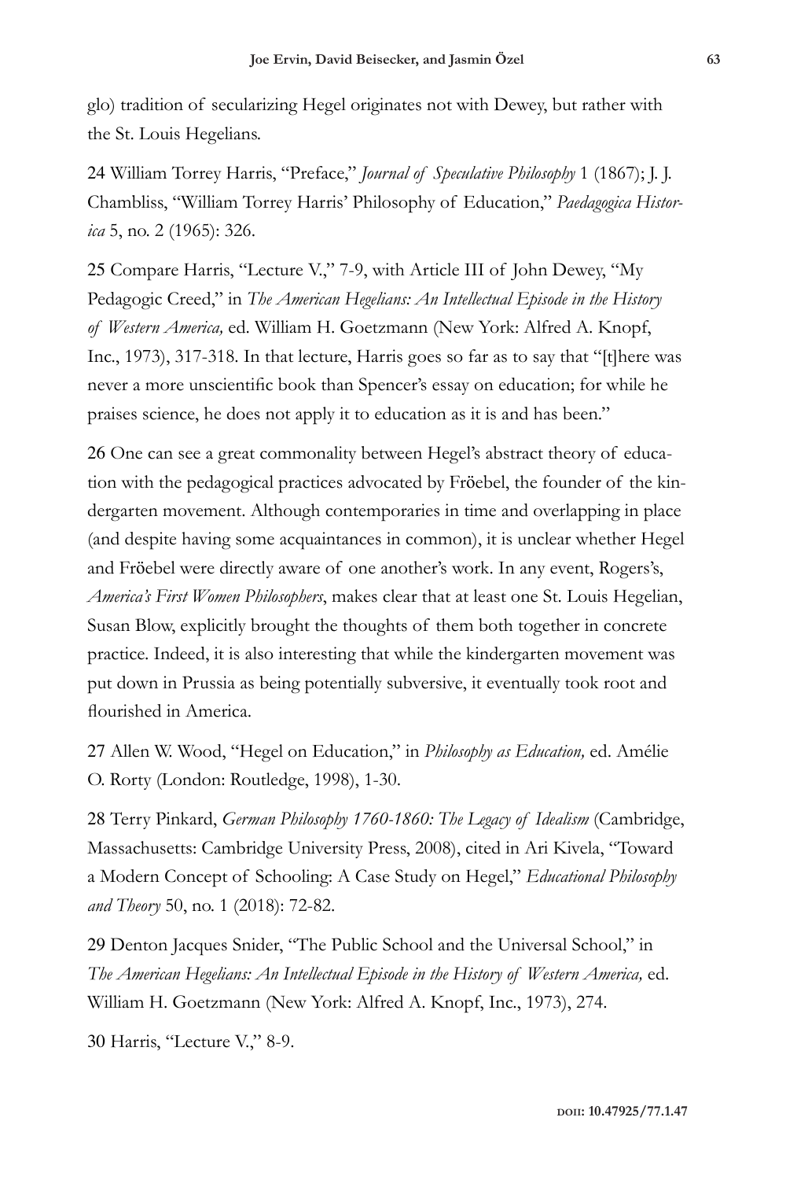glo) tradition of secularizing Hegel originates not with Dewey, but rather with the St. Louis Hegelians.

24 William Torrey Harris, "Preface," *Journal of Speculative Philosophy* 1 (1867); J. J. Chambliss, "William Torrey Harris' Philosophy of Education," *Paedagogica Historica* 5, no. 2 (1965): 326.

25 Compare Harris, "Lecture V.," 7-9, with Article III of John Dewey, "My Pedagogic Creed," in *The American Hegelians: An Intellectual Episode in the History of Western America,* ed. William H. Goetzmann (New York: Alfred A. Knopf, Inc., 1973), 317-318. In that lecture, Harris goes so far as to say that "[t]here was never a more unscientific book than Spencer's essay on education; for while he praises science, he does not apply it to education as it is and has been."

26 One can see a great commonality between Hegel's abstract theory of education with the pedagogical practices advocated by Fröebel, the founder of the kindergarten movement. Although contemporaries in time and overlapping in place (and despite having some acquaintances in common), it is unclear whether Hegel and Fröebel were directly aware of one another's work. In any event, Rogers's, *America's First Women Philosophers*, makes clear that at least one St. Louis Hegelian, Susan Blow, explicitly brought the thoughts of them both together in concrete practice. Indeed, it is also interesting that while the kindergarten movement was put down in Prussia as being potentially subversive, it eventually took root and flourished in America.

27 Allen W. Wood, "Hegel on Education," in *Philosophy as Education,* ed. Amélie O. Rorty (London: Routledge, 1998), 1-30.

28 Terry Pinkard, *German Philosophy 1760-1860: The Legacy of Idealism* (Cambridge, Massachusetts: Cambridge University Press, 2008), cited in Ari Kivela, "Toward a Modern Concept of Schooling: A Case Study on Hegel," *Educational Philosophy and Theory* 50, no. 1 (2018): 72-82.

29 Denton Jacques Snider, "The Public School and the Universal School," in *The American Hegelians: An Intellectual Episode in the History of Western America,* ed. William H. Goetzmann (New York: Alfred A. Knopf, Inc., 1973), 274.

30 Harris, "Lecture V.," 8-9.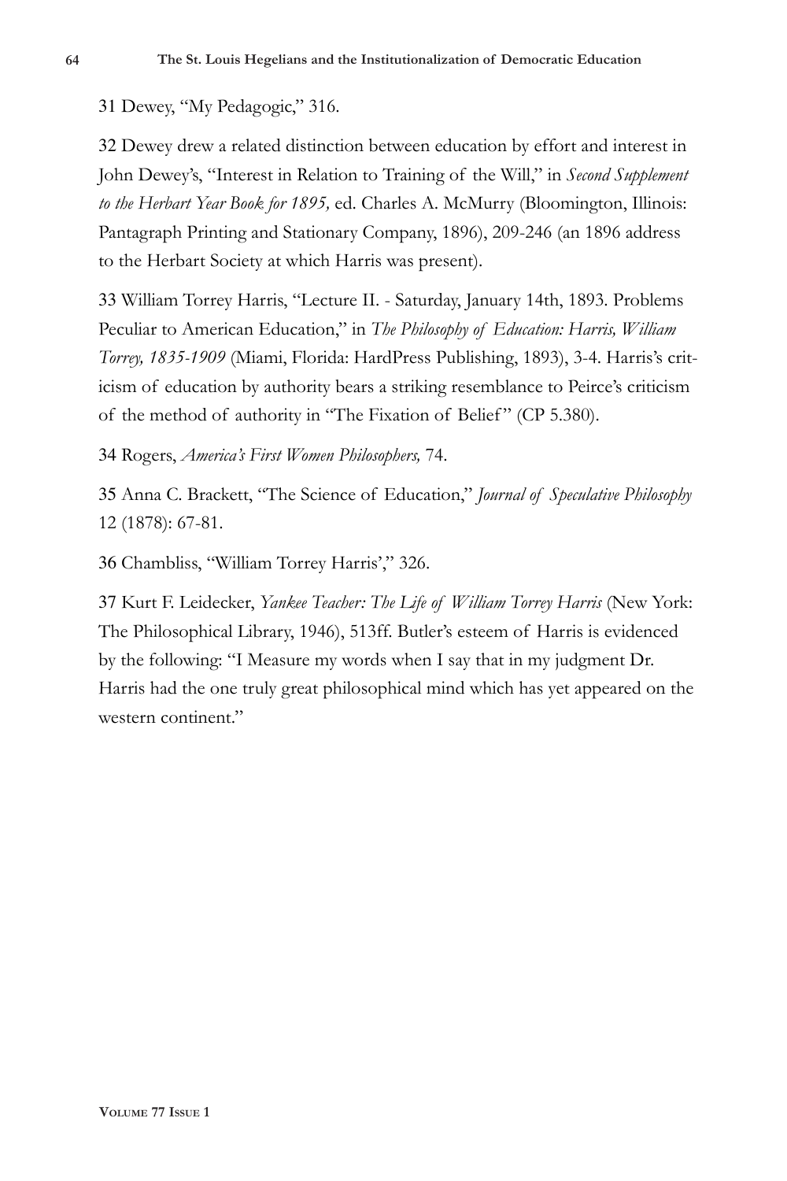31 Dewey, "My Pedagogic," 316.

32 Dewey drew a related distinction between education by effort and interest in John Dewey's, "Interest in Relation to Training of the Will," in *Second Supplement to the Herbart Year Book for 1895,* ed. Charles A. McMurry (Bloomington, Illinois: Pantagraph Printing and Stationary Company, 1896), 209-246 (an 1896 address to the Herbart Society at which Harris was present).

33 William Torrey Harris, "Lecture II. - Saturday, January 14th, 1893. Problems Peculiar to American Education," in *The Philosophy of Education: Harris, William Torrey, 1835-1909* (Miami, Florida: HardPress Publishing, 1893), 3-4. Harris's criticism of education by authority bears a striking resemblance to Peirce's criticism of the method of authority in "The Fixation of Belief" (CP 5.380).

34 Rogers, *America's First Women Philosophers,* 74.

35 Anna C. Brackett, "The Science of Education," *Journal of Speculative Philosophy* 12 (1878): 67-81.

36 Chambliss, "William Torrey Harris'," 326.

37 Kurt F. Leidecker, *Yankee Teacher: The Life of William Torrey Harris* (New York: The Philosophical Library, 1946), 513ff. Butler's esteem of Harris is evidenced by the following: "I Measure my words when I say that in my judgment Dr. Harris had the one truly great philosophical mind which has yet appeared on the western continent."